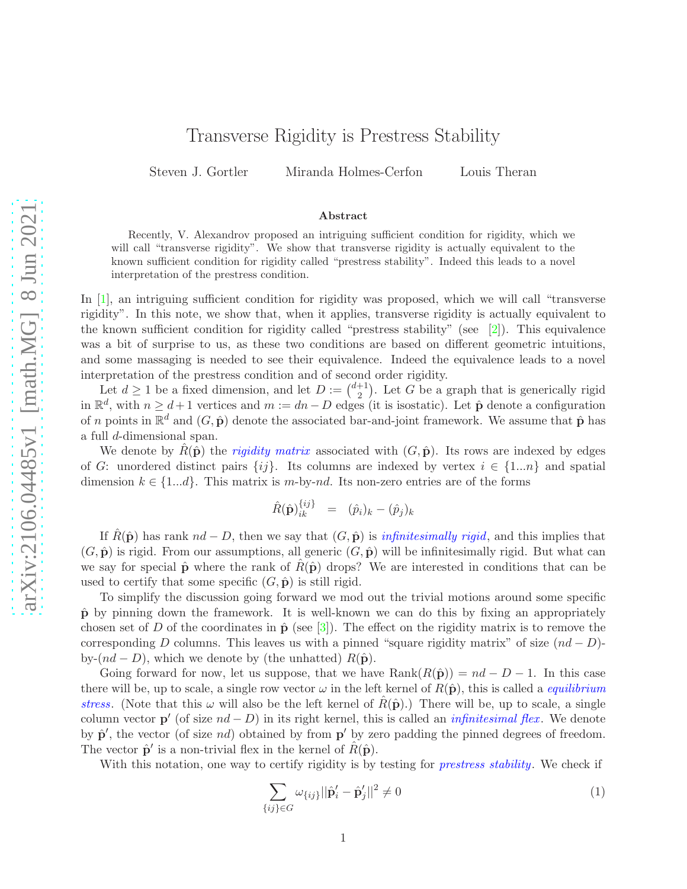# Transverse Rigidity is Prestress Stability

Steven J. Gortler Miranda Holmes-Cerfon Louis Theran

### Abstract

Recently, V. Alexandrov proposed an intriguing sufficient condition for rigidity, which we will call "transverse rigidity". We show that transverse rigidity is actually equivalent to the known sufficient condition for rigidity called "prestress stability". Indeed this leads to a novel interpretation of the prestress condition.

In [1], an intriguing sufficient condition for rigidity was proposed, which we will call "transverse rigidity". In this note, we show that, when it applies, transverse rigidity is actually equivalent to the known sufficient condition for rigidity called "prestress stability" (see [2]). This equivalence was a bit of surprise to us, as these two conditions are based on different geometric intuitions, and some massaging is needed to see their equivalence. Indeed the equivalence leads to a novel interpretation of the prestress condition and of second order rigidity.

Let $d \geq 1$ be a fixed dimension, and let $D := \binom{d+1}{2}$. Let $G$ be a graph that is generically rigid in $\mathbb{R}^d$, with $n \geq d+1$ vertices and $m := dn - D$ edges (it is isostatic). Let $\hat{\mathbf{p}}$ denote a configuration of $n$ points in $\mathbb{R}^d$ and $(G, \hat{\mathbf{p}})$ denote the associated bar-and-joint framework. We assume that $\hat{\mathbf{p}}$ has a full $d$-dimensional span.

We denote by $\hat{R}(\hat{\mathbf{p}})$ the *rigidity matrix* associated with $(G, \hat{\mathbf{p}})$. Its rows are indexed by edges of $G$: unordered distinct pairs $\{ij\}$. Its columns are indexed by vertex $i \in \{1...n\}$ and spatial dimension $k \in \{1...d\}$. This matrix is $m$-by-$nd$. Its non-zero entries are of the forms

$$\hat{R}(\hat{\mathbf{p}})^{\{ij\}}_{ik} \quad = \quad (\hat{p}_i)_k - (\hat{p}_j)_k$$

If $\hat{R}(\hat{\mathbf{p}})$ has rank $nd - D$, then we say that $(G, \hat{\mathbf{p}})$ is *infinitesimally rigid*, and this implies that $(G, \hat{\mathbf{p}})$ is rigid. From our assumptions, all generic $(G, \hat{\mathbf{p}})$ will be infinitesimally rigid. But what can we say for special $\hat{\mathbf{p}}$ where the rank of $\hat{R}(\hat{\mathbf{p}})$ drops? We are interested in conditions that can be used to certify that some specific $(G, \hat{\mathbf{p}})$ is still rigid.

To simplify the discussion going forward we mod out the trivial motions around some specific $\hat{\mathbf{p}}$ by pinning down the framework. It is well-known we can do this by fixing an appropriately chosen set of $D$ of the coordinates in $\hat{\mathbf{p}}$ (see [3]). The effect on the rigidity matrix is to remove the corresponding $D$ columns. This leaves us with a pinned "square rigidity matrix" of size $(nd - D)$-by-$(nd - D)$, which we denote by (the unhatted) $R(\hat{\mathbf{p}})$.

Going forward for now, let us suppose, that we have $\text{Rank}(R(\hat{\mathbf{p}})) = nd - D - 1$. In this case there will be, up to scale, a single row vector $\omega$ in the left kernel of $R(\hat{\mathbf{p}})$, this is called a *equilibrium stress*. (Note that this $\omega$ will also be the left kernel of $\hat{R}(\hat{\mathbf{p}})$.) There will be, up to scale, a single column vector $\mathbf{p}'$ (of size $nd - D$) in its right kernel, this is called an *infinitesimal flex*. We denote by $\hat{\mathbf{p}}'$, the vector (of size $nd$) obtained by from $\mathbf{p}'$ by zero padding the pinned degrees of freedom. The vector $\hat{\mathbf{p}}'$ is a non-trivial flex in the kernel of $\hat{R}(\hat{\mathbf{p}})$.

With this notation, one way to certify rigidity is by testing for *prestress stability*. We check if

$$\sum_{\{ij\} \in G} \omega_{\{ij\}} ||\hat{\mathbf{p}}'_i - \hat{\mathbf{p}}'_j||^2 \neq 0 \tag{1}$$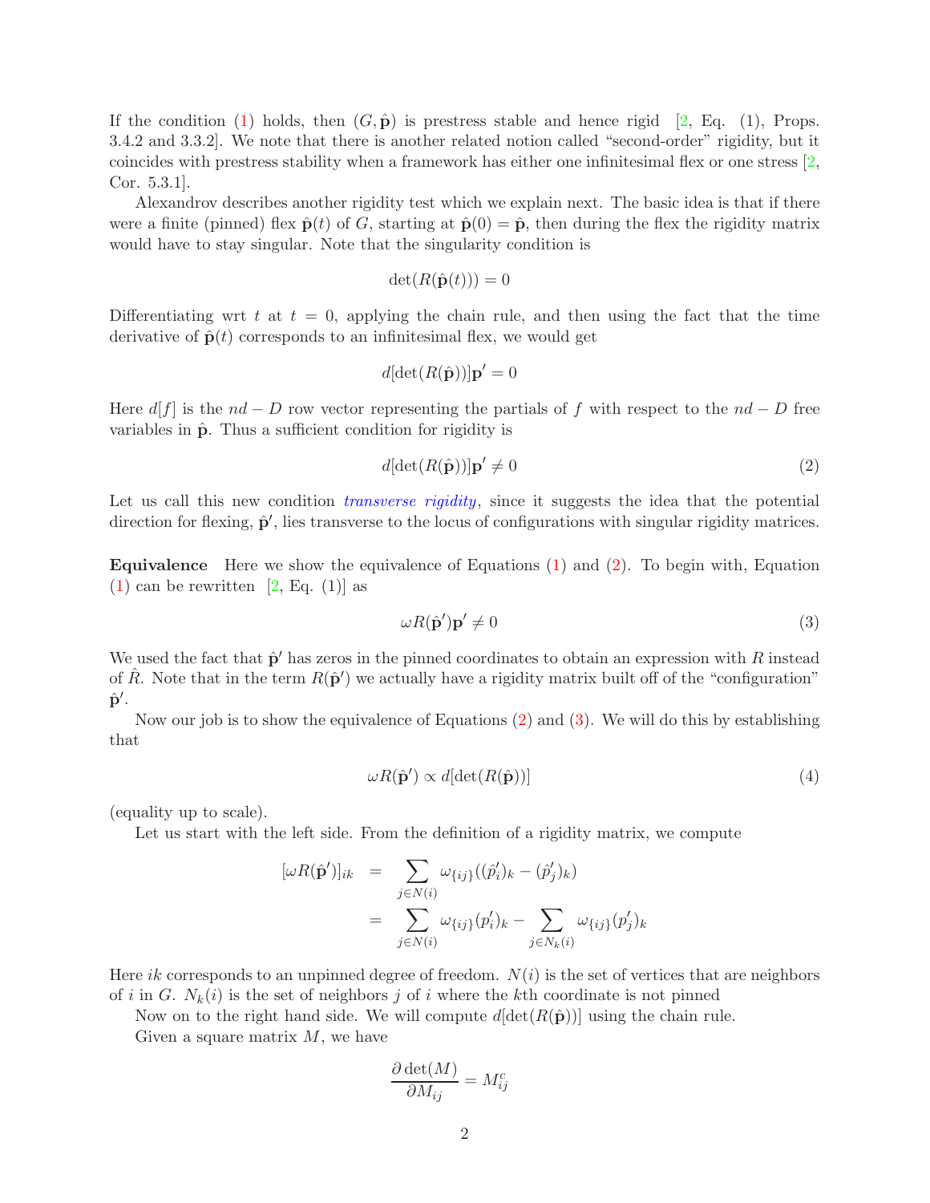If the condition (1) holds, then $(G, \hat{\mathbf{p}})$ is prestress stable and hence rigid [2, Eq. (1), Props. 3.4.2 and 3.3.2]. We note that there is another related notion called "second-order" rigidity, but it coincides with prestress stability when a framework has either one infinitesimal flex or one stress [2, Cor. 5.3.1].

Alexandrov describes another rigidity test which we explain next. The basic idea is that if there were a finite (pinned) flex $\hat{\mathbf{p}}(t)$ of $G$, starting at $\hat{\mathbf{p}}(0) = \hat{\mathbf{p}}$, then during the flex the rigidity matrix would have to stay singular. Note that the singularity condition is

$$\det(R(\hat{\mathbf{p}}(t))) = 0$$

Differentiating wrt $t$ at $t = 0$, applying the chain rule, and then using the fact that the time derivative of $\hat{\mathbf{p}}(t)$ corresponds to an infinitesimal flex, we would get

$$d[\det(R(\hat{\mathbf{p}}))]\mathbf{p}' = 0$$

Here $d[f]$ is the $nd - D$ row vector representing the partials of $f$ with respect to the $nd - D$ free variables in $\hat{\mathbf{p}}$. Thus a sufficient condition for rigidity is

$$d[\det(R(\hat{\mathbf{p}}))]\mathbf{p}' \neq 0 \tag{2}$$

Let us call this new condition *transverse rigidity*, since it suggests the idea that the potential direction for flexing, $\hat{\mathbf{p}}'$, lies transverse to the locus of configurations with singular rigidity matrices.

**Equivalence** Here we show the equivalence of Equations (1) and (2). To begin with, Equation (1) can be rewritten [2, Eq. (1)] as

$$\omega R(\hat{\mathbf{p}}')\mathbf{p}' \neq 0 \tag{3}$$

We used the fact that $\hat{\mathbf{p}}'$ has zeros in the pinned coordinates to obtain an expression with $R$ instead of $\hat{R}$. Note that in the term $R(\hat{\mathbf{p}}')$ we actually have a rigidity matrix built off of the "configuration" $\hat{\mathbf{p}}'$.

Now our job is to show the equivalence of Equations (2) and (3). We will do this by establishing that

$$\omega R(\hat{\mathbf{p}}') \propto d[\det(R(\hat{\mathbf{p}}))] \tag{4}$$

(equality up to scale).

Let us start with the left side. From the definition of a rigidity matrix, we compute

$$\begin{aligned}
[\omega R(\hat{\mathbf{p}}')]_{ik} &= \sum_{j \in N(i)} \omega_{\{ij\}}((\hat{p}'_i)_k - (\hat{p}'_j)_k) \\
&= \sum_{j \in N(i)} \omega_{\{ij\}}(p'_i)_k - \sum_{j \in N_k(i)} \omega_{\{ij\}}(p'_j)_k
\end{aligned}$$

Here $ik$ corresponds to an unpinned degree of freedom. $N(i)$ is the set of vertices that are neighbors of $i$ in $G$. $N_k(i)$ is the set of neighbors $j$ of $i$ where the $k$th coordinate is not pinned

Now on to the right hand side. We will compute $d[\det(R(\hat{\mathbf{p}}))]$ using the chain rule.

Given a square matrix $M$, we have

$$\frac{\partial \det(M)}{\partial M_{ij}} = M^c_{ij}$$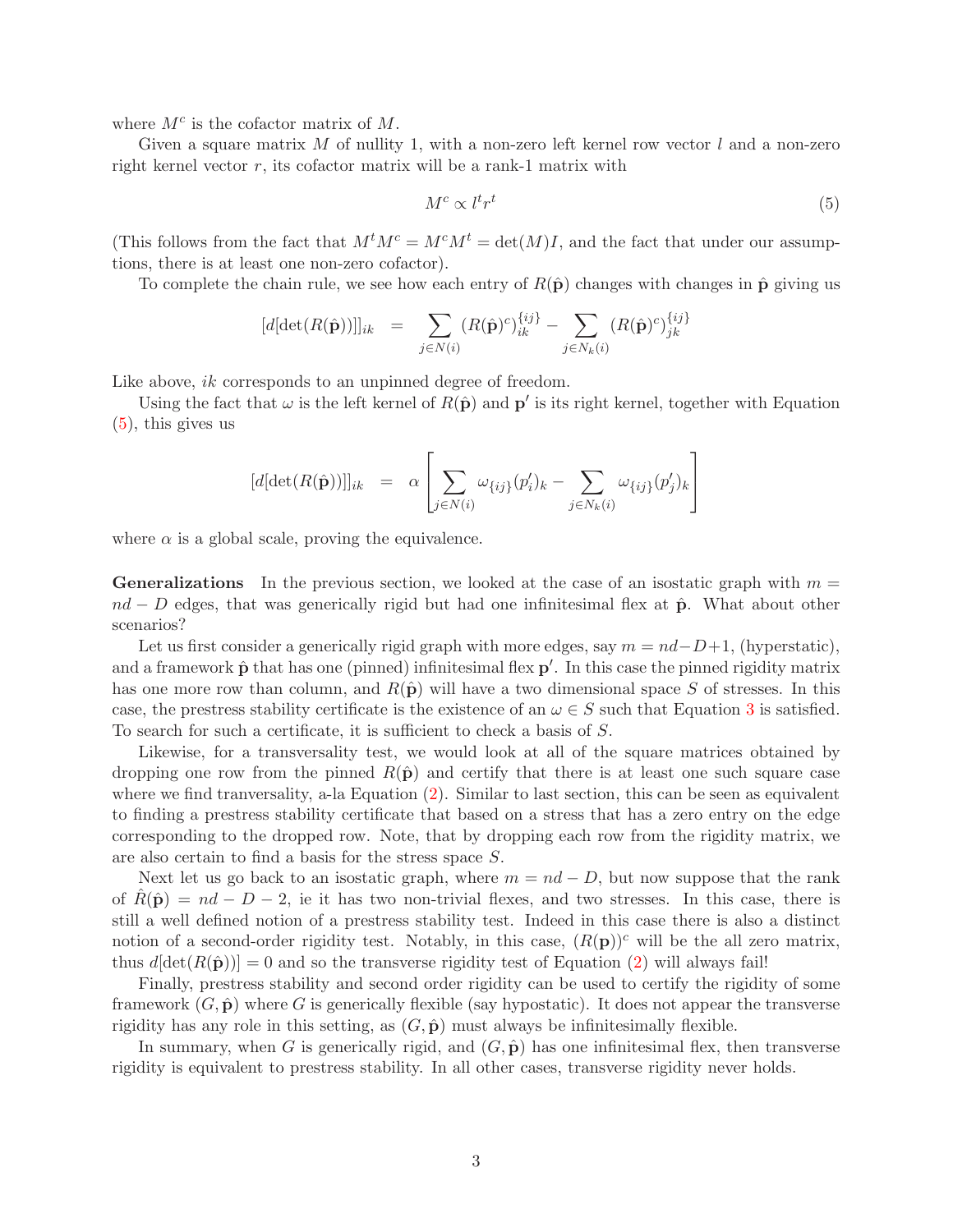where $M^c$ is the cofactor matrix of $M$.

Given a square matrix $M$ of nullity 1, with a non-zero left kernel row vector $l$ and a non-zero right kernel vector $r$, its cofactor matrix will be a rank-1 matrix with

$$M^c \propto l^t r^t \tag{5}$$

(This follows from the fact that $M^t M^c = M^c M^t = \det(M) I$, and the fact that under our assumptions, there is at least one non-zero cofactor).

To complete the chain rule, we see how each entry of $R(\hat{\mathbf{p}})$ changes with changes in $\hat{\mathbf{p}}$ giving us

$$[d[\det(R(\hat{\mathbf{p}}))]]_{ik} = \sum_{j \in N(i)} (R(\hat{\mathbf{p}})^c)_{ik}^{\{ij\}} - \sum_{j \in N_k(i)} (R(\hat{\mathbf{p}})^c)_{jk}^{\{ij\}}$$

Like above, $ik$ corresponds to an unpinned degree of freedom.

Using the fact that $\omega$ is the left kernel of $R(\hat{\mathbf{p}})$ and $\mathbf{p}'$ is its right kernel, together with Equation (5), this gives us

$$[d[\det(R(\hat{\mathbf{p}}))]]_{ik} = \alpha \left[ \sum_{j \in N(i)} \omega_{\{ij\}} (p'_i)_k - \sum_{j \in N_k(i)} \omega_{\{ij\}} (p'_j)_k \right]$$

where $\alpha$ is a global scale, proving the equivalence.

**Generalizations** In the previous section, we looked at the case of an isostatic graph with $m = nd - D$ edges, that was generically rigid but had one infinitesimal flex at $\hat{\mathbf{p}}$. What about other scenarios?

Let us first consider a generically rigid graph with more edges, say $m = nd - D + 1$, (hyperstatic), and a framework $\hat{\mathbf{p}}$ that has one (pinned) infinitesimal flex $\mathbf{p}'$. In this case the pinned rigidity matrix has one more row than column, and $R(\hat{\mathbf{p}})$ will have a two dimensional space $S$ of stresses. In this case, the prestress stability certificate is the existence of an $\omega \in S$ such that Equation 3 is satisfied. To search for such a certificate, it is sufficient to check a basis of $S$.

Likewise, for a transversality test, we would look at all of the square matrices obtained by dropping one row from the pinned $R(\hat{\mathbf{p}})$ and certify that there is at least one such square case where we find tranversality, a-la Equation (2). Similar to last section, this can be seen as equivalent to finding a prestress stability certificate that based on a stress that has a zero entry on the edge corresponding to the dropped row. Note, that by dropping each row from the rigidity matrix, we are also certain to find a basis for the stress space $S$.

Next let us go back to an isostatic graph, where $m = nd - D$, but now suppose that the rank of $\hat{R}(\hat{\mathbf{p}}) = nd - D - 2$, ie it has two non-trivial flexes, and two stresses. In this case, there is still a well defined notion of a prestress stability test. Indeed in this case there is also a distinct notion of a second-order rigidity test. Notably, in this case, $(R(\mathbf{p}))^c$ will be the all zero matrix, thus $d[\det(R(\hat{\mathbf{p}}))] = 0$ and so the transverse rigidity test of Equation (2) will always fail!

Finally, prestress stability and second order rigidity can be used to certify the rigidity of some framework $(G, \hat{\mathbf{p}})$ where $G$ is generically flexible (say hypostatic). It does not appear the transverse rigidity has any role in this setting, as $(G, \hat{\mathbf{p}})$ must always be infinitesimally flexible.

In summary, when $G$ is generically rigid, and $(G, \hat{\mathbf{p}})$ has one infinitesimal flex, then transverse rigidity is equivalent to prestress stability. In all other cases, transverse rigidity never holds.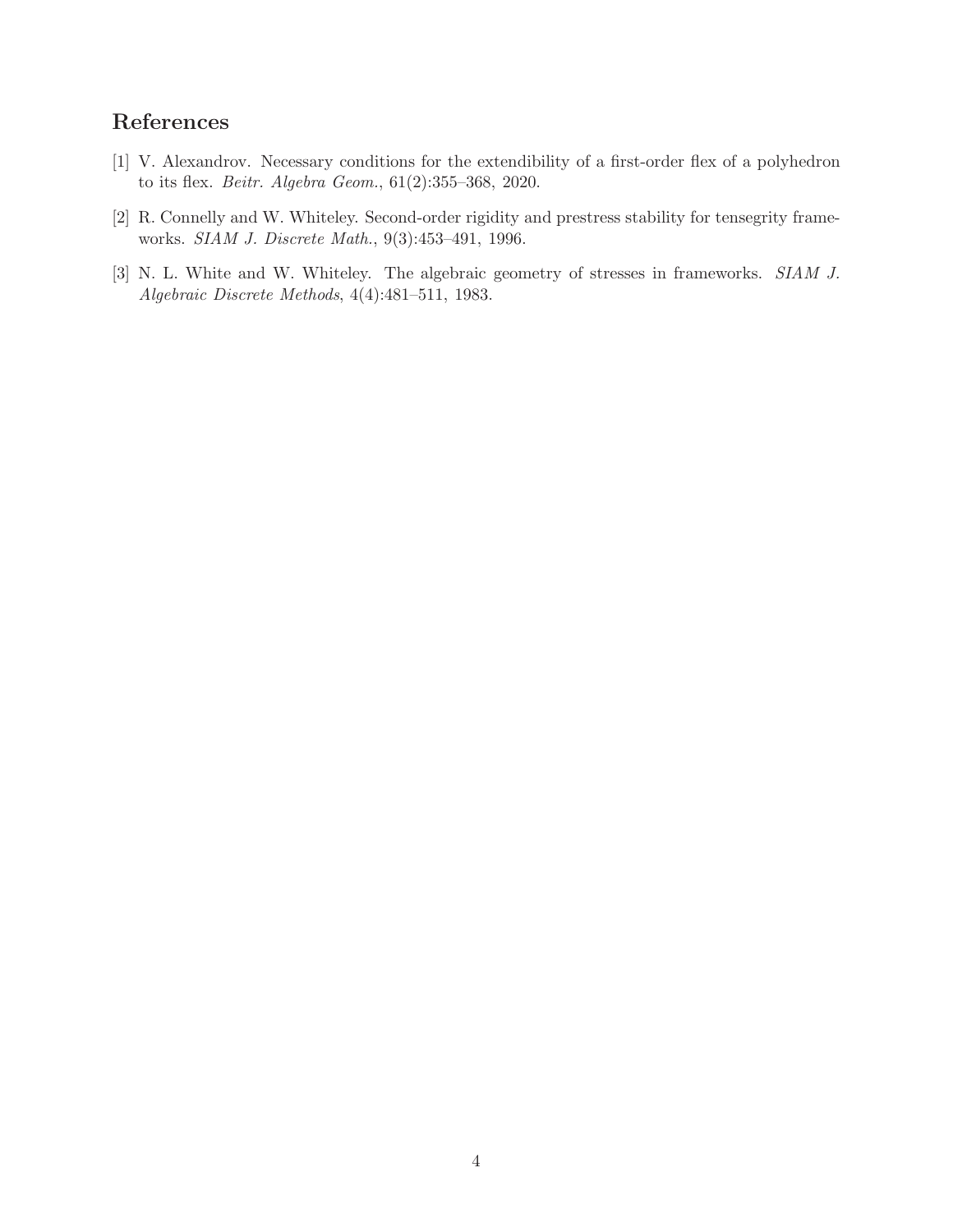## References

[1] V. Alexandrov. Necessary conditions for the extendibility of a first-order flex of a polyhedron to its flex. *Beitr. Algebra Geom.*, 61(2):355–368, 2020.

[2] R. Connelly and W. Whiteley. Second-order rigidity and prestress stability for tensegrity frameworks. *SIAM J. Discrete Math.*, 9(3):453–491, 1996.

[3] N. L. White and W. Whiteley. The algebraic geometry of stresses in frameworks. *SIAM J. Algebraic Discrete Methods*, 4(4):481–511, 1983.